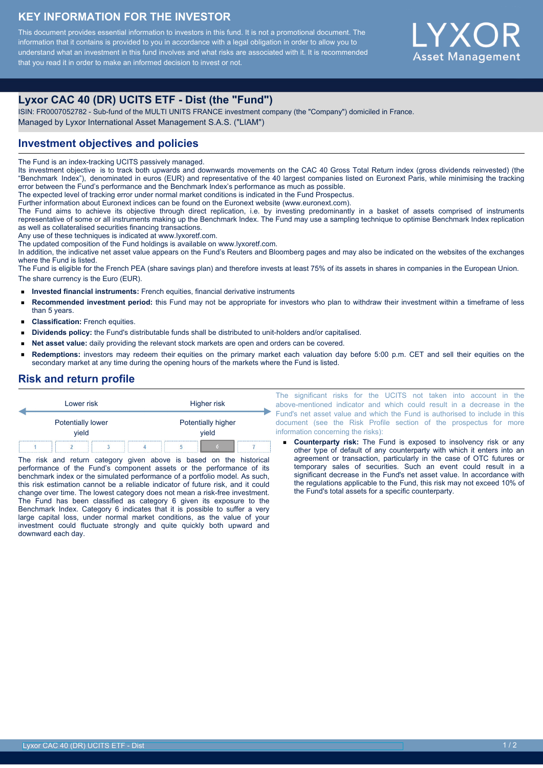# KEY INFORMATION FOR THE INVESTOR

This document provides essential information to investors in this fund. It is not a promotional document. The information that it contains is provided to you in accordance with a legal obligation in order to allow you to understand what an investment in this fund involves and what risks are associated with it. It is recommended that you read it in order to make an informed decision to invest or not.

LYXOR Asset Management

## Lyxor CAC 40 (DR) UCITS ETF - Dist (the "Fund")

ISIN: FR0007052782 - Sub-fund of the MULTI UNITS FRANCE investment company (the "Company") domiciled in France.
Managed by Lyxor International Asset Management S.A.S. ("LIAM")

## Investment objectives and policies

The Fund is an index-tracking UCITS passively managed.
Its investment objective is to track both upwards and downwards movements on the CAC 40 Gross Total Return index (gross dividends reinvested) (the "Benchmark Index"), denominated in euros (EUR) and representative of the 40 largest companies listed on Euronext Paris, while minimising the tracking error between the Fund's performance and the Benchmark Index's performance as much as possible.
The expected level of tracking error under normal market conditions is indicated in the Fund Prospectus.
Further information about Euronext indices can be found on the Euronext website (www.euronext.com).
The Fund aims to achieve its objective through direct replication, i.e. by investing predominantly in a basket of assets comprised of instruments representative of some or all instruments making up the Benchmark Index. The Fund may use a sampling technique to optimise Benchmark Index replication as well as collateralised securities financing transactions.
Any use of these techniques is indicated at www.lyxoretf.com.
The updated composition of the Fund holdings is available on www.lyxoretf.com.
In addition, the indicative net asset value appears on the Fund's Reuters and Bloomberg pages and may also be indicated on the websites of the exchanges where the Fund is listed.
The Fund is eligible for the French PEA (share savings plan) and therefore invests at least 75% of its assets in shares in companies in the European Union.
The share currency is the Euro (EUR).

- **Invested financial instruments:** French equities, financial derivative instruments
- **Recommended investment period:** this Fund may not be appropriate for investors who plan to withdraw their investment within a timeframe of less than 5 years.
- **Classification:** French equities.
- **Dividends policy:** the Fund's distributable funds shall be distributed to unit-holders and/or capitalised.
- **Net asset value:** daily providing the relevant stock markets are open and orders can be covered.
- **Redemptions:** investors may redeem their equities on the primary market each valuation day before 5:00 p.m. CET and sell their equities on the secondary market at any time during the opening hours of the markets where the Fund is listed.

## Risk and return profile

| Lower risk | | | | | | Higher risk |
|---|---|---|---|---|---|---|
| Potentially lower yield | | | | | | Potentially higher yield |
| 1 | 2 | 3 | 4 | 5 | **6** | 7 |

The risk and return category given above is based on the historical performance of the Fund's component assets or the performance of its benchmark index or the simulated performance of a portfolio model. As such, this risk estimation cannot be a reliable indicator of future risk, and it could change over time. The lowest category does not mean a risk-free investment.
The Fund has been classified as category 6 given its exposure to the Benchmark Index. Category 6 indicates that it is possible to suffer a very large capital loss, under normal market conditions, as the value of your investment could fluctuate strongly and quite quickly both upward and downward each day.

The significant risks for the UCITS not taken into account in the above-mentioned indicator and which could result in a decrease in the Fund's net asset value and which the Fund is authorised to include in this document (see the Risk Profile section of the prospectus for more information concerning the risks):

- **Counterparty risk:** The Fund is exposed to insolvency risk or any other type of default of any counterparty with which it enters into an agreement or transaction, particularly in the case of OTC futures or temporary sales of securities. Such an event could result in a significant decrease in the Fund's net asset value. In accordance with the regulations applicable to the Fund, this risk may not exceed 10% of the Fund's total assets for a specific counterparty.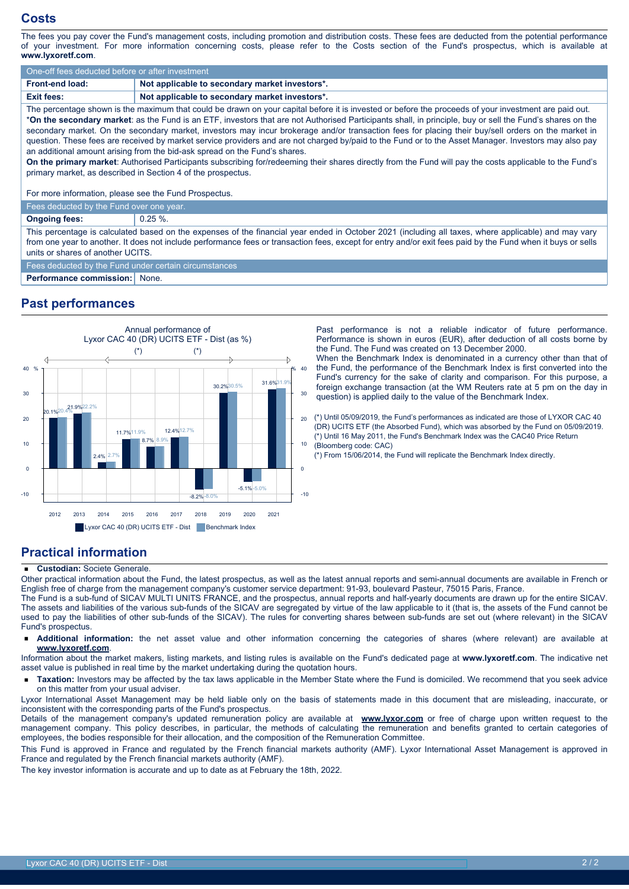## Costs

The fees you pay cover the Fund's management costs, including promotion and distribution costs. These fees are deducted from the potential performance of your investment. For more information concerning costs, please refer to the Costs section of the Fund's prospectus, which is available at **www.lyxoretf.com**.

| One-off fees deducted before or after investment | |
|---|---|
| **Front-end load:** | **Not applicable to secondary market investors*.** |
| **Exit fees:** | **Not applicable to secondary market investors*.** |

The percentage shown is the maximum that could be drawn on your capital before it is invested or before the proceeds of your investment are paid out.
***On the secondary market**: as the Fund is an ETF, investors that are not Authorised Participants shall, in principle, buy or sell the Fund's shares on the secondary market. On the secondary market, investors may incur brokerage and/or transaction fees for placing their buy/sell orders on the market in question. These fees are received by market service providers and are not charged by/paid to the Fund or to the Asset Manager. Investors may also pay an additional amount arising from the bid-ask spread on the Fund's shares.
**On the primary market**: Authorised Participants subscribing for/redeeming their shares directly from the Fund will pay the costs applicable to the Fund's primary market, as described in Section 4 of the prospectus.

For more information, please see the Fund Prospectus.

| Fees deducted by the Fund over one year. | |
|---|---|
| **Ongoing fees:** | 0.25 %. |

This percentage is calculated based on the expenses of the financial year ended in October 2021 (including all taxes, where applicable) and may vary from one year to another. It does not include performance fees or transaction fees, except for entry and/or exit fees paid by the Fund when it buys or sells units or shares of another UCITS.

| Fees deducted by the Fund under certain circumstances | |
|---|---|
| **Performance commission:** | None. |

## Past performances

Annual performance of
Lyxor CAC 40 (DR) UCITS ETF - Dist (as %)
(*) (*)

2012: 20.1% 20.4%
2013: 21.9% 22.2%
2014: 2.4% 2.7%
2015: 11.7% 11.9%
2016: 8.7% 8.9%
2017: 12.4% 12.7%
2018: -8.2% -8.0%
2019: 30.2% 30.5%
2020: -5.1% -5.0%
2021: 31.6% 31.9%

Lyxor CAC 40 (DR) UCITS ETF - Dist   Benchmark Index

Past performance is not a reliable indicator of future performance. Performance is shown in euros (EUR), after deduction of all costs borne by the Fund. The Fund was created on 13 December 2000.

When the Benchmark Index is denominated in a currency other than that of the Fund, the performance of the Benchmark Index is first converted into the Fund's currency for the sake of clarity and comparison. For this purpose, a foreign exchange transaction (at the WM Reuters rate at 5 pm on the day in question) is applied daily to the value of the Benchmark Index.

(*) Until 05/09/2019, the Fund's performances as indicated are those of LYXOR CAC 40 (DR) UCITS ETF (the Absorbed Fund), which was absorbed by the Fund on 05/09/2019.
(*) Until 16 May 2011, the Fund's Benchmark Index was the CAC40 Price Return (Bloomberg code: CAC)
(*) From 15/06/2014, the Fund will replicate the Benchmark Index directly.

## Practical information

- **Custodian:** Societe Generale.

Other practical information about the Fund, the latest prospectus, as well as the latest annual reports and semi-annual documents are available in French or English free of charge from the management company's customer service department: 91-93, boulevard Pasteur, 75015 Paris, France.
The Fund is a sub-fund of SICAV MULTI UNITS FRANCE, and the prospectus, annual reports and half-yearly documents are drawn up for the entire SICAV. The assets and liabilities of the various sub-funds of the SICAV are segregated by virtue of the law applicable to it (that is, the assets of the Fund cannot be used to pay the liabilities of other sub-funds of the SICAV). The rules for converting shares between sub-funds are set out (where relevant) in the SICAV Fund's prospectus.

- **Additional information:** the net asset value and other information concerning the categories of shares (where relevant) are available at **www.lyxoretf.com**.

Information about the market makers, listing markets, and listing rules is available on the Fund's dedicated page at **www.lyxoretf.com**. The indicative net asset value is published in real time by the market undertaking during the quotation hours.

- **Taxation:** Investors may be affected by the tax laws applicable in the Member State where the Fund is domiciled. We recommend that you seek advice on this matter from your usual adviser.

Lyxor International Asset Management may be held liable only on the basis of statements made in this document that are misleading, inaccurate, or inconsistent with the corresponding parts of the Fund's prospectus.
Details of the management company's updated remuneration policy are available at **www.lyxor.com** or free of charge upon written request to the management company. This policy describes, in particular, the methods of calculating the remuneration and benefits granted to certain categories of employees, the bodies responsible for their allocation, and the composition of the Remuneration Committee.
This Fund is approved in France and regulated by the French financial markets authority (AMF). Lyxor International Asset Management is approved in France and regulated by the French financial markets authority (AMF).
The key investor information is accurate and up to date as at February the 18th, 2022.